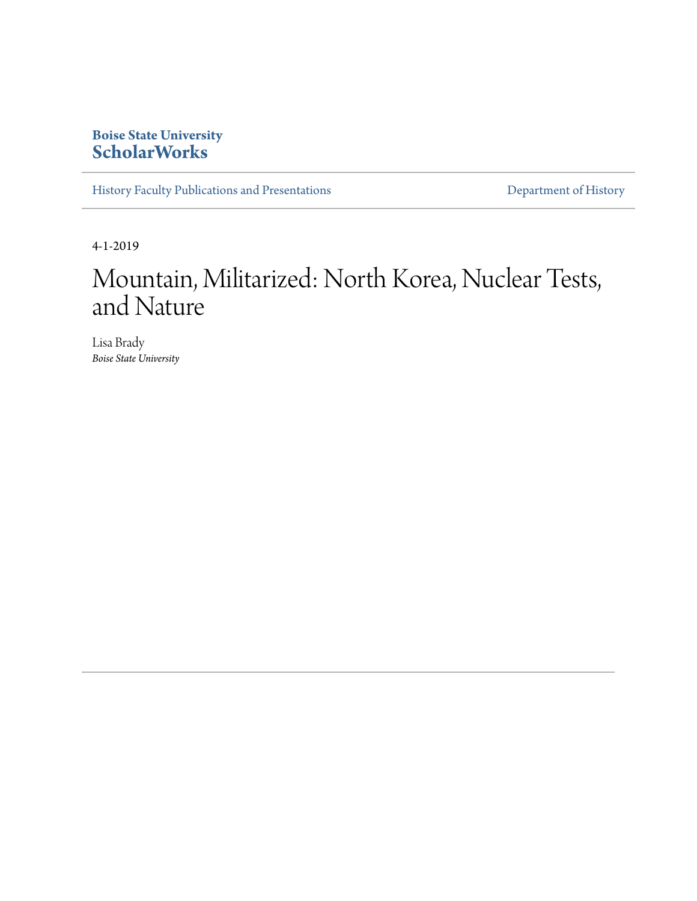**Boise State University**
**ScholarWorks**

History Faculty Publications and Presentations | Department of History

4-1-2019

# Mountain, Militarized: North Korea, Nuclear Tests, and Nature

Lisa Brady
*Boise State University*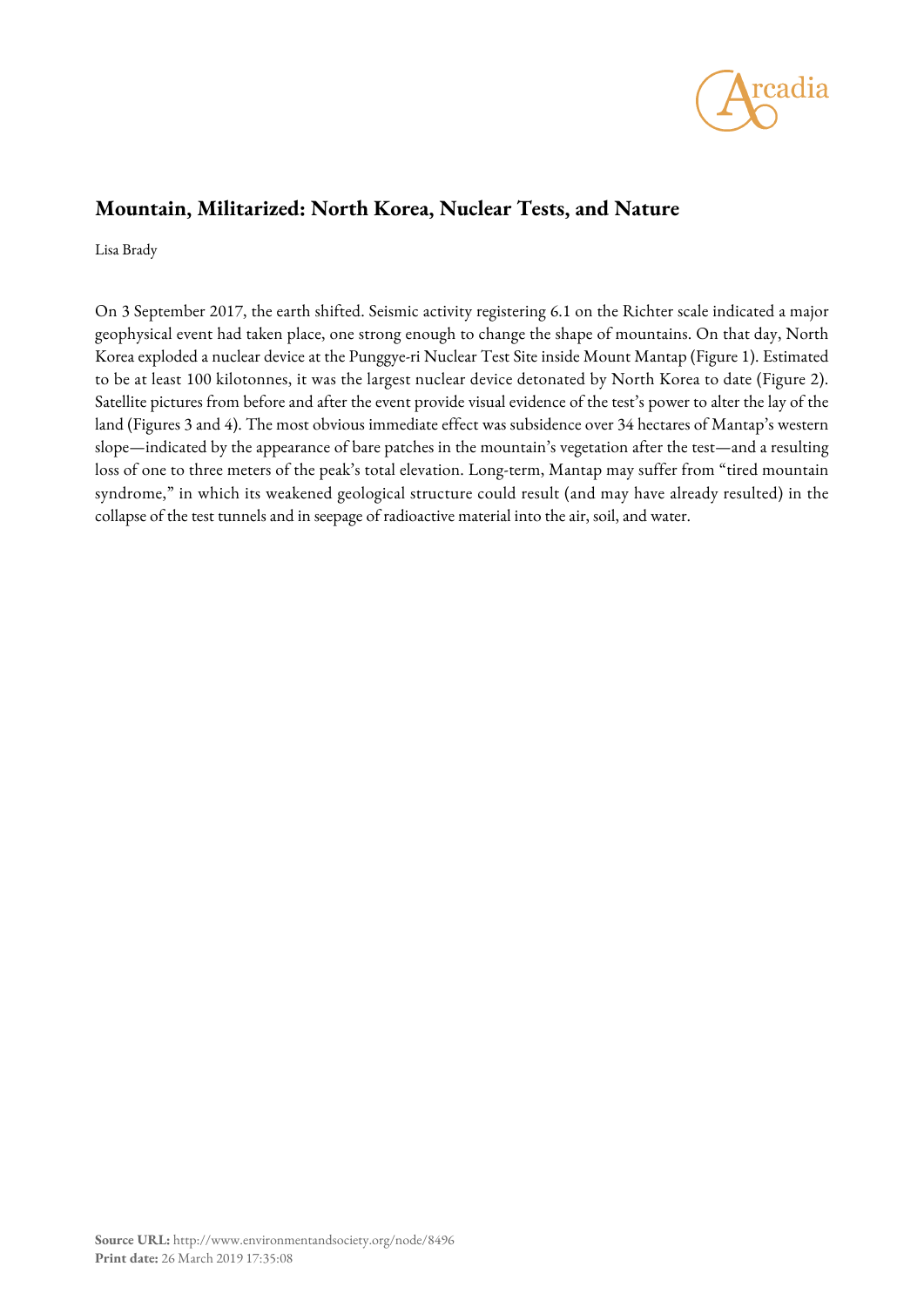## Mountain, Militarized: North Korea, Nuclear Tests, and Nature

Lisa Brady

On 3 September 2017, the earth shifted. Seismic activity registering 6.1 on the Richter scale indicated a major geophysical event had taken place, one strong enough to change the shape of mountains. On that day, North Korea exploded a nuclear device at the Punggye-ri Nuclear Test Site inside Mount Mantap (Figure 1). Estimated to be at least 100 kilotonnes, it was the largest nuclear device detonated by North Korea to date (Figure 2). Satellite pictures from before and after the event provide visual evidence of the test's power to alter the lay of the land (Figures 3 and 4). The most obvious immediate effect was subsidence over 34 hectares of Mantap's western slope—indicated by the appearance of bare patches in the mountain's vegetation after the test—and a resulting loss of one to three meters of the peak's total elevation. Long-term, Mantap may suffer from "tired mountain syndrome," in which its weakened geological structure could result (and may have already resulted) in the collapse of the test tunnels and in seepage of radioactive material into the air, soil, and water.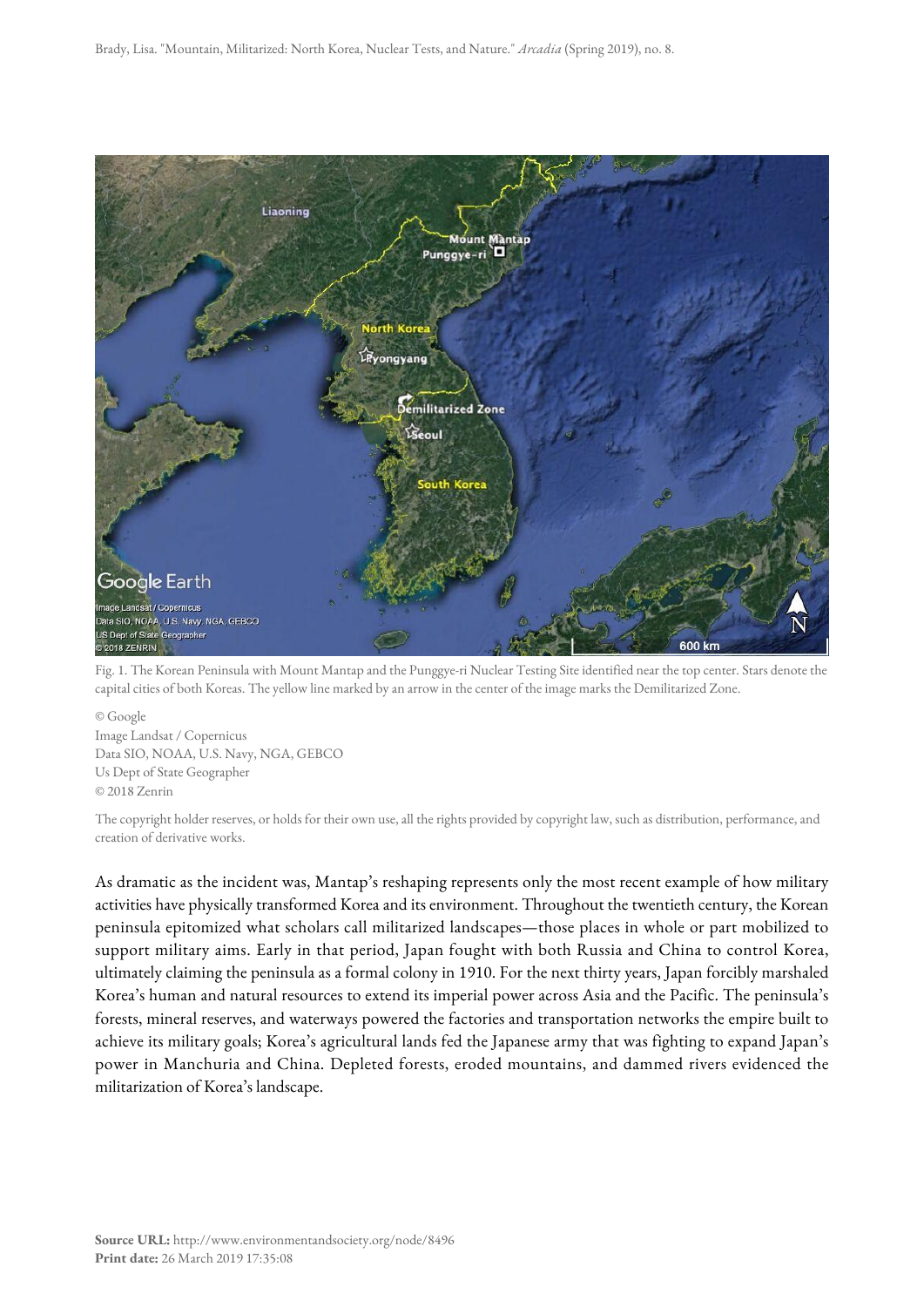Fig. 1. The Korean Peninsula with Mount Mantap and the Punggye-ri Nuclear Testing Site identified near the top center. Stars denote the capital cities of both Koreas. The yellow line marked by an arrow in the center of the image marks the Demilitarized Zone.

© Google
Image Landsat / Copernicus
Data SIO, NOAA, U.S. Navy, NGA, GEBCO
Us Dept of State Geographer
© 2018 Zenrin

The copyright holder reserves, or holds for their own use, all the rights provided by copyright law, such as distribution, performance, and creation of derivative works.

As dramatic as the incident was, Mantap's reshaping represents only the most recent example of how military activities have physically transformed Korea and its environment. Throughout the twentieth century, the Korean peninsula epitomized what scholars call militarized landscapes—those places in whole or part mobilized to support military aims. Early in that period, Japan fought with both Russia and China to control Korea, ultimately claiming the peninsula as a formal colony in 1910. For the next thirty years, Japan forcibly marshaled Korea's human and natural resources to extend its imperial power across Asia and the Pacific. The peninsula's forests, mineral reserves, and waterways powered the factories and transportation networks the empire built to achieve its military goals; Korea's agricultural lands fed the Japanese army that was fighting to expand Japan's power in Manchuria and China. Depleted forests, eroded mountains, and dammed rivers evidenced the militarization of Korea's landscape.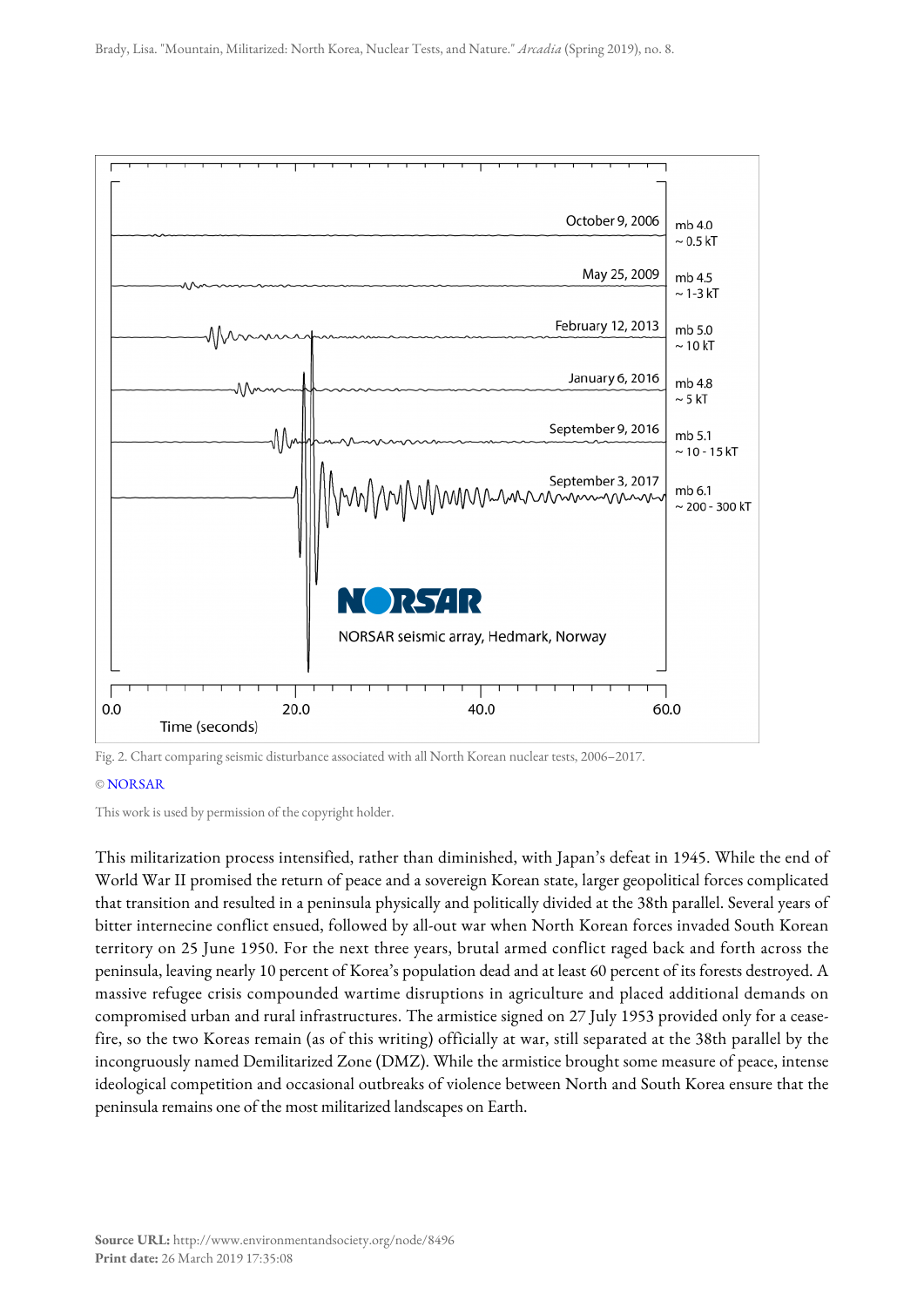Fig. 2. Chart comparing seismic disturbance associated with all North Korean nuclear tests, 2006–2017.

© NORSAR

This work is used by permission of the copyright holder.

This militarization process intensified, rather than diminished, with Japan's defeat in 1945. While the end of World War II promised the return of peace and a sovereign Korean state, larger geopolitical forces complicated that transition and resulted in a peninsula physically and politically divided at the 38th parallel. Several years of bitter internecine conflict ensued, followed by all-out war when North Korean forces invaded South Korean territory on 25 June 1950. For the next three years, brutal armed conflict raged back and forth across the peninsula, leaving nearly 10 percent of Korea's population dead and at least 60 percent of its forests destroyed. A massive refugee crisis compounded wartime disruptions in agriculture and placed additional demands on compromised urban and rural infrastructures. The armistice signed on 27 July 1953 provided only for a cease-fire, so the two Koreas remain (as of this writing) officially at war, still separated at the 38th parallel by the incongruously named Demilitarized Zone (DMZ). While the armistice brought some measure of peace, intense ideological competition and occasional outbreaks of violence between North and South Korea ensure that the peninsula remains one of the most militarized landscapes on Earth.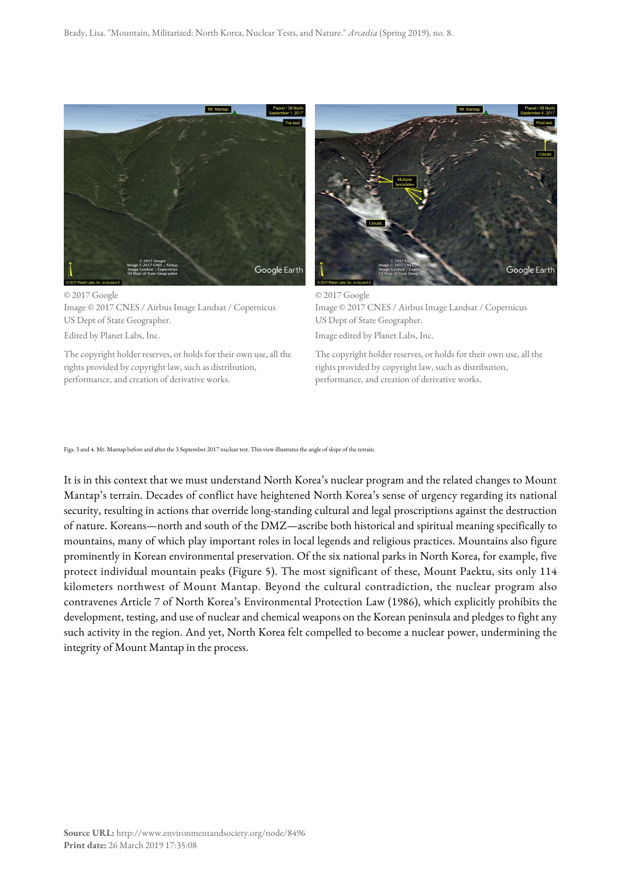© 2017 Google
Image © 2017 CNES / Airbus Image Landsat / Copernicus
US Dept of State Geographer.

Edited by Planet Labs, Inc.

The copyright holder reserves, or holds for their own use, all the rights provided by copyright law, such as distribution, performance, and creation of derivative works.

© 2017 Google
Image © 2017 CNES / Airbus Image Landsat / Copernicus
US Dept of State Geographer.

Image edited by Planet Labs, Inc.

The copyright holder reserves, or holds for their own use, all the rights provided by copyright law, such as distribution, performance, and creation of derivative works.

Figs. 3 and 4. Mt. Mantap before and after the 3 September 2017 nuclear test. This view illustrates the angle of slope of the terrain.

It is in this context that we must understand North Korea's nuclear program and the related changes to Mount Mantap's terrain. Decades of conflict have heightened North Korea's sense of urgency regarding its national security, resulting in actions that override long-standing cultural and legal proscriptions against the destruction of nature. Koreans—north and south of the DMZ—ascribe both historical and spiritual meaning specifically to mountains, many of which play important roles in local legends and religious practices. Mountains also figure prominently in Korean environmental preservation. Of the six national parks in North Korea, for example, five protect individual mountain peaks (Figure 5). The most significant of these, Mount Paektu, sits only 114 kilometers northwest of Mount Mantap. Beyond the cultural contradiction, the nuclear program also contravenes Article 7 of North Korea's Environmental Protection Law (1986), which explicitly prohibits the development, testing, and use of nuclear and chemical weapons on the Korean peninsula and pledges to fight any such activity in the region. And yet, North Korea felt compelled to become a nuclear power, undermining the integrity of Mount Mantap in the process.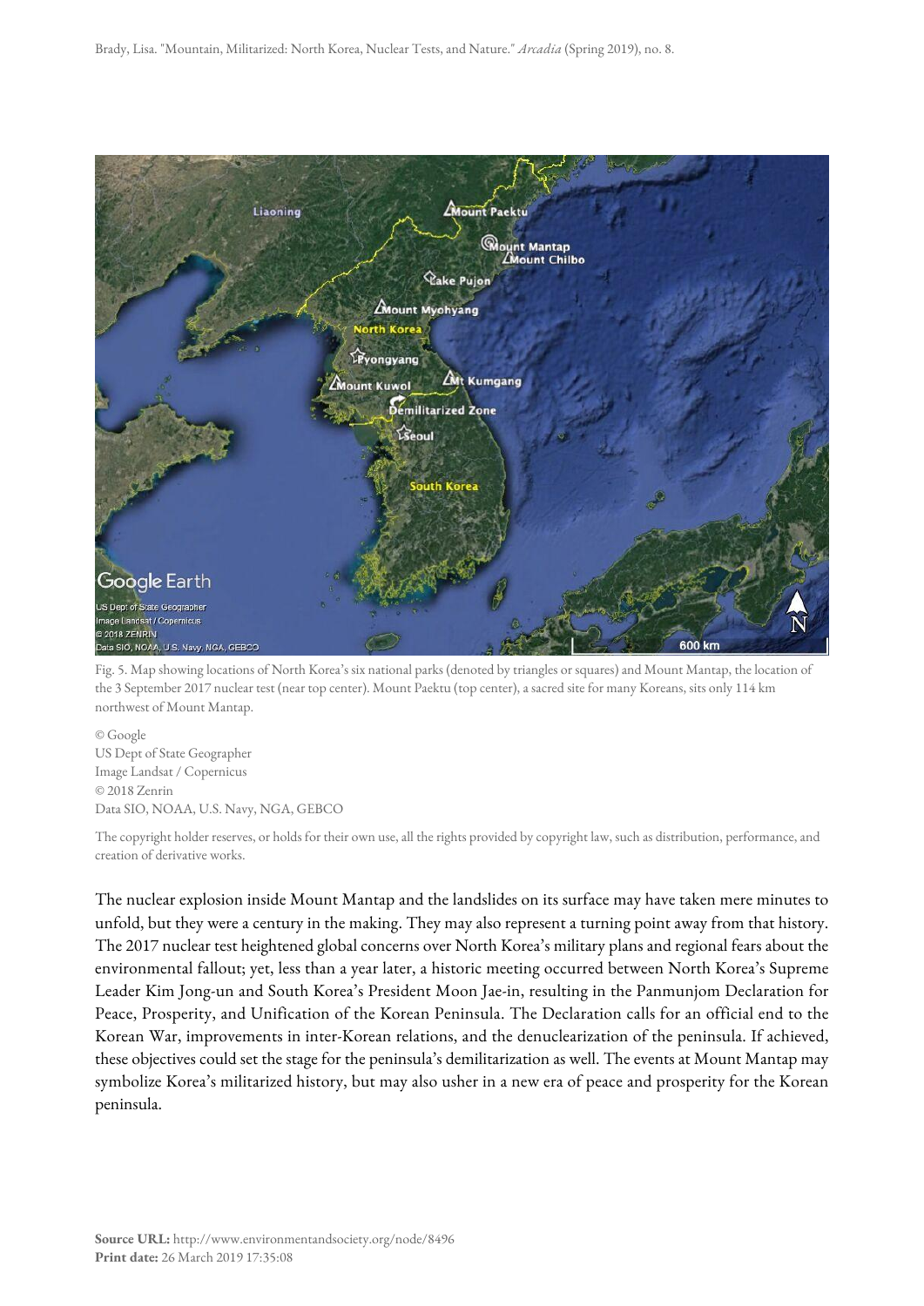Fig. 5. Map showing locations of North Korea's six national parks (denoted by triangles or squares) and Mount Mantap, the location of the 3 September 2017 nuclear test (near top center). Mount Paektu (top center), a sacred site for many Koreans, sits only 114 km northwest of Mount Mantap.

© Google
US Dept of State Geographer
Image Landsat / Copernicus
© 2018 Zenrin
Data SIO, NOAA, U.S. Navy, NGA, GEBCO

The copyright holder reserves, or holds for their own use, all the rights provided by copyright law, such as distribution, performance, and creation of derivative works.

The nuclear explosion inside Mount Mantap and the landslides on its surface may have taken mere minutes to unfold, but they were a century in the making. They may also represent a turning point away from that history. The 2017 nuclear test heightened global concerns over North Korea's military plans and regional fears about the environmental fallout; yet, less than a year later, a historic meeting occurred between North Korea's Supreme Leader Kim Jong-un and South Korea's President Moon Jae-in, resulting in the Panmunjom Declaration for Peace, Prosperity, and Unification of the Korean Peninsula. The Declaration calls for an official end to the Korean War, improvements in inter-Korean relations, and the denuclearization of the peninsula. If achieved, these objectives could set the stage for the peninsula's demilitarization as well. The events at Mount Mantap may symbolize Korea's militarized history, but may also usher in a new era of peace and prosperity for the Korean peninsula.

**Source URL:** http://www.environmentandsociety.org/node/8496
**Print date:** 26 March 2019 17:35:08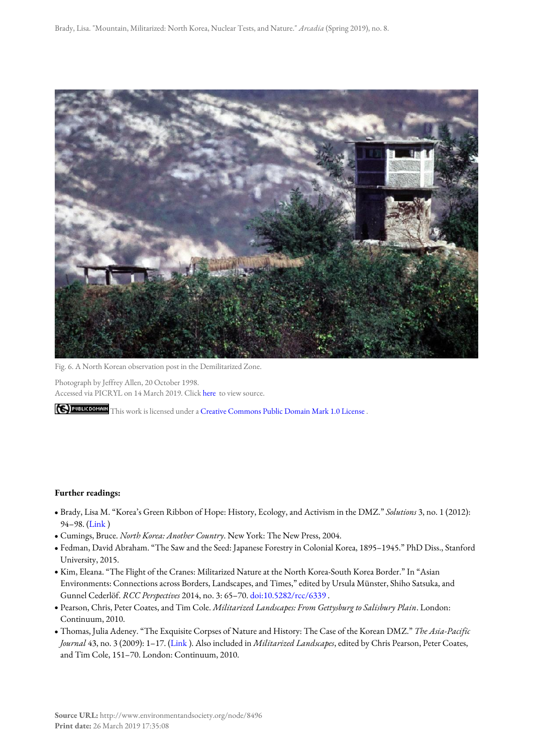Fig. 6. A North Korean observation post in the Demilitarized Zone.

Photograph by Jeffrey Allen, 20 October 1998.
Accessed via PICRYL on 14 March 2019. Click here to view source.

This work is licensed under a Creative Commons Public Domain Mark 1.0 License .

**Further readings:**

- Brady, Lisa M. "Korea's Green Ribbon of Hope: History, Ecology, and Activism in the DMZ." *Solutions* 3, no. 1 (2012): 94–98. (Link )
- Cumings, Bruce. *North Korea: Another Country*. New York: The New Press, 2004.
- Fedman, David Abraham. "The Saw and the Seed: Japanese Forestry in Colonial Korea, 1895–1945." PhD Diss., Stanford University, 2015.
- Kim, Eleana. "The Flight of the Cranes: Militarized Nature at the North Korea-South Korea Border." In "Asian Environments: Connections across Borders, Landscapes, and Times," edited by Ursula Münster, Shiho Satsuka, and Gunnel Cederlöf. *RCC Perspectives* 2014, no. 3: 65–70. doi:10.5282/rcc/6339 .
- Pearson, Chris, Peter Coates, and Tim Cole. *Militarized Landscapes: From Gettysburg to Salisbury Plain*. London: Continuum, 2010.
- Thomas, Julia Adeney. "The Exquisite Corpses of Nature and History: The Case of the Korean DMZ." *The Asia-Pacific Journal* 43, no. 3 (2009): 1–17. (Link ). Also included in *Militarized Landscapes*, edited by Chris Pearson, Peter Coates, and Tim Cole, 151–70. London: Continuum, 2010.

**Source URL:** http://www.environmentandsociety.org/node/8496
**Print date:** 26 March 2019 17:35:08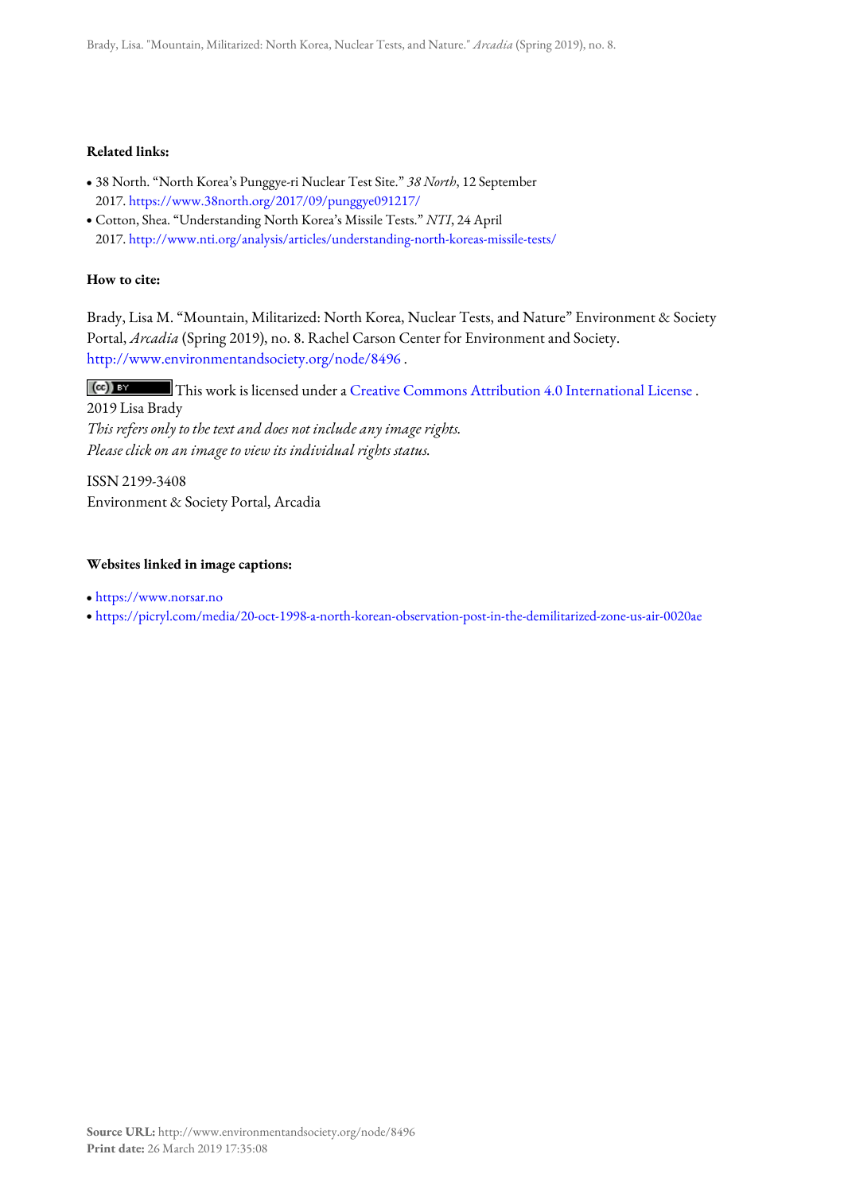**Related links:**

- 38 North. "North Korea's Punggye-ri Nuclear Test Site." *38 North*, 12 September 2017. https://www.38north.org/2017/09/punggye091217/
- Cotton, Shea. "Understanding North Korea's Missile Tests." *NTI*, 24 April 2017. http://www.nti.org/analysis/articles/understanding-north-koreas-missile-tests/

**How to cite:**

Brady, Lisa M. "Mountain, Militarized: North Korea, Nuclear Tests, and Nature" Environment & Society Portal, *Arcadia* (Spring 2019), no. 8. Rachel Carson Center for Environment and Society. http://www.environmentandsociety.org/node/8496 .

This work is licensed under a Creative Commons Attribution 4.0 International License .
2019 Lisa Brady
*This refers only to the text and does not include any image rights.*
*Please click on an image to view its individual rights status.*

ISSN 2199-3408
Environment & Society Portal, Arcadia

**Websites linked in image captions:**

- https://www.norsar.no
- https://picryl.com/media/20-oct-1998-a-north-korean-observation-post-in-the-demilitarized-zone-us-air-0020ae

**Source URL:** http://www.environmentandsociety.org/node/8496
**Print date:** 26 March 2019 17:35:08